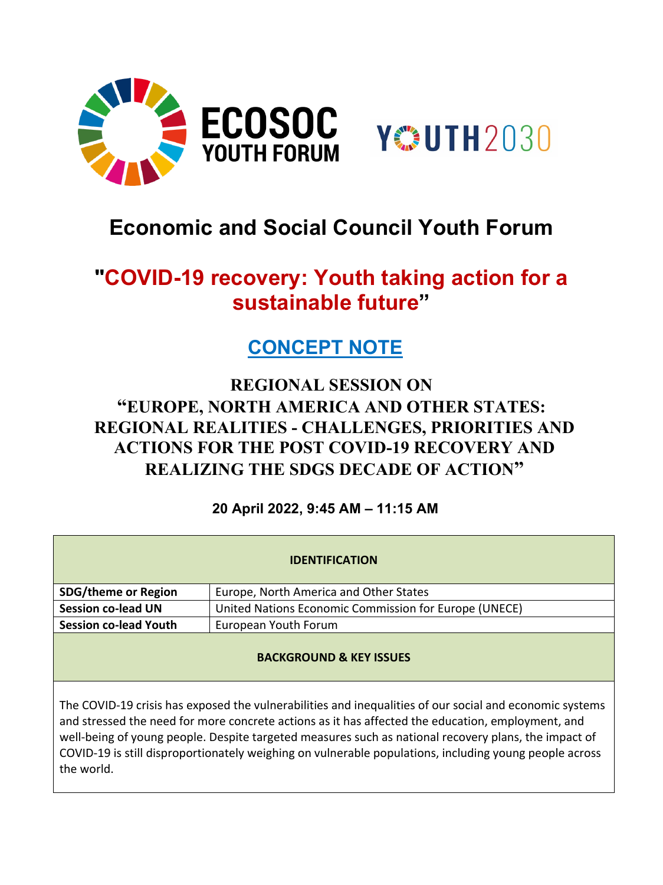# Economic and Social Council Youth Forum

## "COVID-19 recovery: Youth taking action for a sustainable future"

## CONCEPT NOTE

### REGIONAL SESSION ON "EUROPE, NORTH AMERICA AND OTHER STATES: REGIONAL REALITIES - CHALLENGES, PRIORITIES AND ACTIONS FOR THE POST COVID-19 RECOVERY AND REALIZING THE SDGS DECADE OF ACTION"

**20 April 2022, 9:45 AM – 11:15 AM**

| IDENTIFICATION | |
|---|---|
| **SDG/theme or Region** | Europe, North America and Other States |
| **Session co-lead UN** | United Nations Economic Commission for Europe (UNECE) |
| **Session co-lead Youth** | European Youth Forum |

**BACKGROUND & KEY ISSUES**

The COVID-19 crisis has exposed the vulnerabilities and inequalities of our social and economic systems and stressed the need for more concrete actions as it has affected the education, employment, and well-being of young people. Despite targeted measures such as national recovery plans, the impact of COVID-19 is still disproportionately weighing on vulnerable populations, including young people across the world.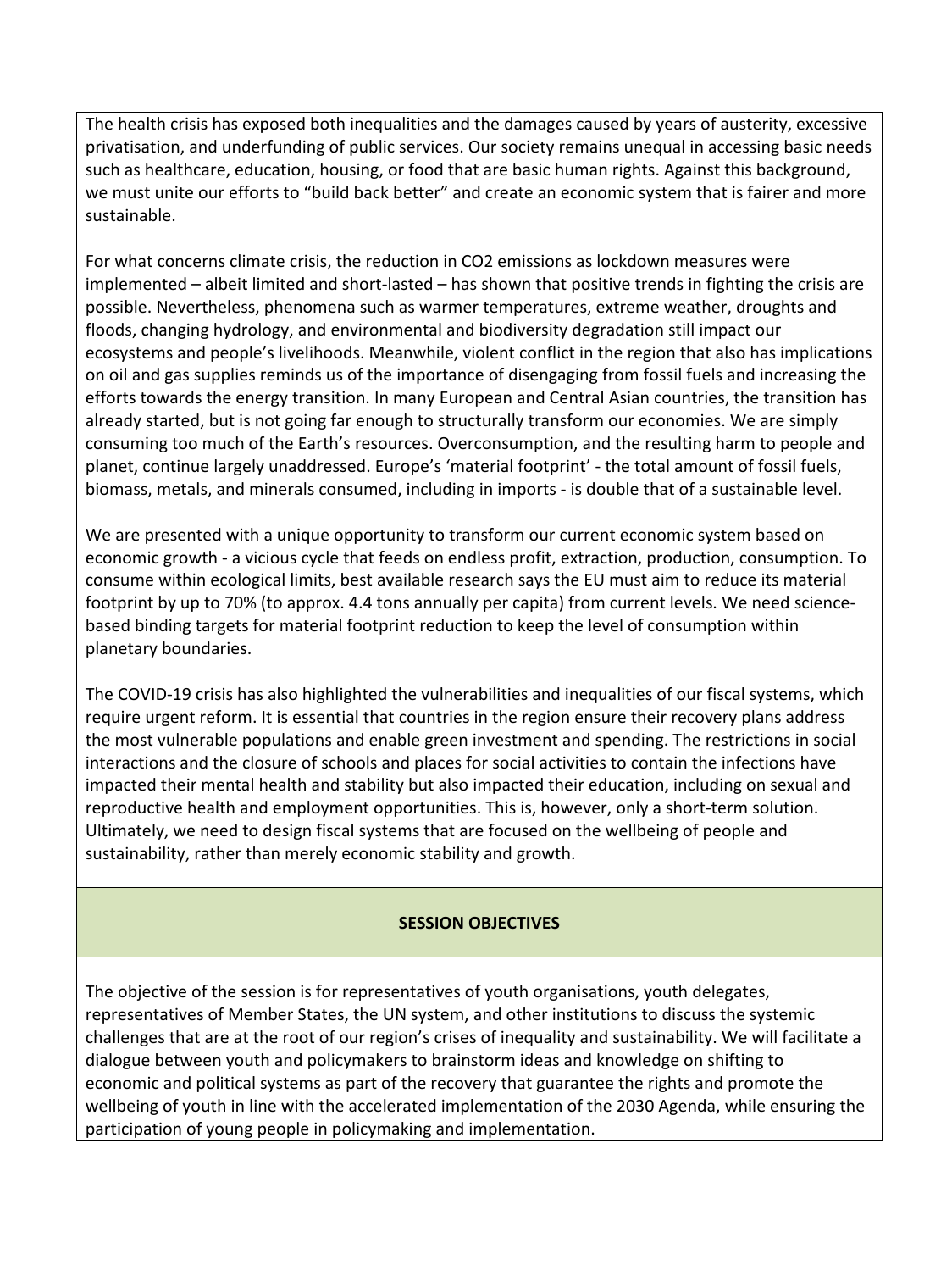The health crisis has exposed both inequalities and the damages caused by years of austerity, excessive privatisation, and underfunding of public services. Our society remains unequal in accessing basic needs such as healthcare, education, housing, or food that are basic human rights. Against this background, we must unite our efforts to "build back better" and create an economic system that is fairer and more sustainable.

For what concerns climate crisis, the reduction in $CO_2$ emissions as lockdown measures were implemented – albeit limited and short-lasted – has shown that positive trends in fighting the crisis are possible. Nevertheless, phenomena such as warmer temperatures, extreme weather, droughts and floods, changing hydrology, and environmental and biodiversity degradation still impact our ecosystems and people's livelihoods. Meanwhile, violent conflict in the region that also has implications on oil and gas supplies reminds us of the importance of disengaging from fossil fuels and increasing the efforts towards the energy transition. In many European and Central Asian countries, the transition has already started, but is not going far enough to structurally transform our economies. We are simply consuming too much of the Earth's resources. Overconsumption, and the resulting harm to people and planet, continue largely unaddressed. Europe's 'material footprint' - the total amount of fossil fuels, biomass, metals, and minerals consumed, including in imports - is double that of a sustainable level.

We are presented with a unique opportunity to transform our current economic system based on economic growth - a vicious cycle that feeds on endless profit, extraction, production, consumption. To consume within ecological limits, best available research says the EU must aim to reduce its material footprint by up to 70% (to approx. 4.4 tons annually per capita) from current levels. We need science-based binding targets for material footprint reduction to keep the level of consumption within planetary boundaries.

The COVID-19 crisis has also highlighted the vulnerabilities and inequalities of our fiscal systems, which require urgent reform. It is essential that countries in the region ensure their recovery plans address the most vulnerable populations and enable green investment and spending. The restrictions in social interactions and the closure of schools and places for social activities to contain the infections have impacted their mental health and stability but also impacted their education, including on sexual and reproductive health and employment opportunities. This is, however, only a short-term solution. Ultimately, we need to design fiscal systems that are focused on the wellbeing of people and sustainability, rather than merely economic stability and growth.

## SESSION OBJECTIVES

The objective of the session is for representatives of youth organisations, youth delegates, representatives of Member States, the UN system, and other institutions to discuss the systemic challenges that are at the root of our region's crises of inequality and sustainability. We will facilitate a dialogue between youth and policymakers to brainstorm ideas and knowledge on shifting to economic and political systems as part of the recovery that guarantee the rights and promote the wellbeing of youth in line with the accelerated implementation of the 2030 Agenda, while ensuring the participation of young people in policymaking and implementation.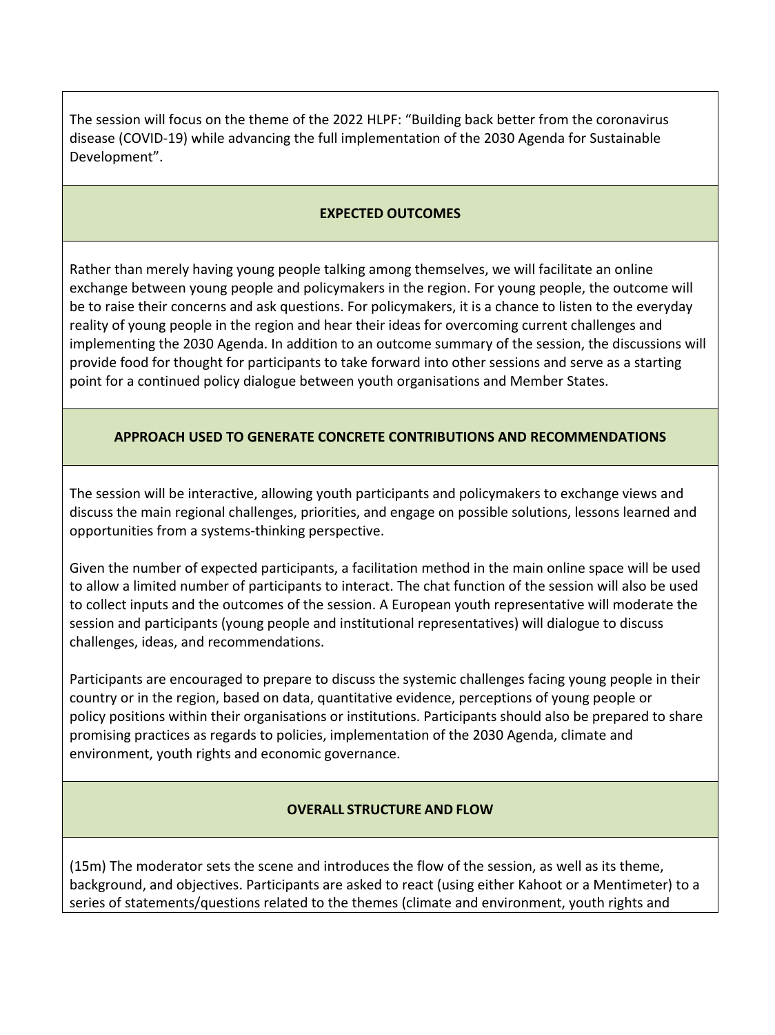The session will focus on the theme of the 2022 HLPF: "Building back better from the coronavirus disease (COVID-19) while advancing the full implementation of the 2030 Agenda for Sustainable Development".

## EXPECTED OUTCOMES

Rather than merely having young people talking among themselves, we will facilitate an online exchange between young people and policymakers in the region. For young people, the outcome will be to raise their concerns and ask questions. For policymakers, it is a chance to listen to the everyday reality of young people in the region and hear their ideas for overcoming current challenges and implementing the 2030 Agenda. In addition to an outcome summary of the session, the discussions will provide food for thought for participants to take forward into other sessions and serve as a starting point for a continued policy dialogue between youth organisations and Member States.

## APPROACH USED TO GENERATE CONCRETE CONTRIBUTIONS AND RECOMMENDATIONS

The session will be interactive, allowing youth participants and policymakers to exchange views and discuss the main regional challenges, priorities, and engage on possible solutions, lessons learned and opportunities from a systems-thinking perspective.

Given the number of expected participants, a facilitation method in the main online space will be used to allow a limited number of participants to interact. The chat function of the session will also be used to collect inputs and the outcomes of the session. A European youth representative will moderate the session and participants (young people and institutional representatives) will dialogue to discuss challenges, ideas, and recommendations.

Participants are encouraged to prepare to discuss the systemic challenges facing young people in their country or in the region, based on data, quantitative evidence, perceptions of young people or policy positions within their organisations or institutions. Participants should also be prepared to share promising practices as regards to policies, implementation of the 2030 Agenda, climate and environment, youth rights and economic governance.

## OVERALL STRUCTURE AND FLOW

(15m) The moderator sets the scene and introduces the flow of the session, as well as its theme, background, and objectives. Participants are asked to react (using either Kahoot or a Mentimeter) to a series of statements/questions related to the themes (climate and environment, youth rights and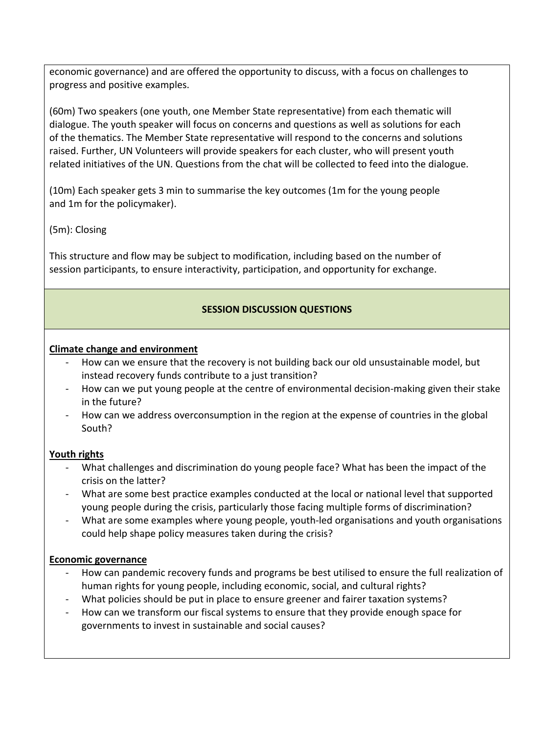economic governance) and are offered the opportunity to discuss, with a focus on challenges to progress and positive examples.

(60m) Two speakers (one youth, one Member State representative) from each thematic will dialogue. The youth speaker will focus on concerns and questions as well as solutions for each of the thematics. The Member State representative will respond to the concerns and solutions raised. Further, UN Volunteers will provide speakers for each cluster, who will present youth related initiatives of the UN. Questions from the chat will be collected to feed into the dialogue.

(10m) Each speaker gets 3 min to summarise the key outcomes (1m for the young people and 1m for the policymaker).

(5m): Closing

This structure and flow may be subject to modification, including based on the number of session participants, to ensure interactivity, participation, and opportunity for exchange.

## SESSION DISCUSSION QUESTIONS

**Climate change and environment**

- How can we ensure that the recovery is not building back our old unsustainable model, but instead recovery funds contribute to a just transition?
- How can we put young people at the centre of environmental decision-making given their stake in the future?
- How can we address overconsumption in the region at the expense of countries in the global South?

**Youth rights**

- What challenges and discrimination do young people face? What has been the impact of the crisis on the latter?
- What are some best practice examples conducted at the local or national level that supported young people during the crisis, particularly those facing multiple forms of discrimination?
- What are some examples where young people, youth-led organisations and youth organisations could help shape policy measures taken during the crisis?

**Economic governance**

- How can pandemic recovery funds and programs be best utilised to ensure the full realization of human rights for young people, including economic, social, and cultural rights?
- What policies should be put in place to ensure greener and fairer taxation systems?
- How can we transform our fiscal systems to ensure that they provide enough space for governments to invest in sustainable and social causes?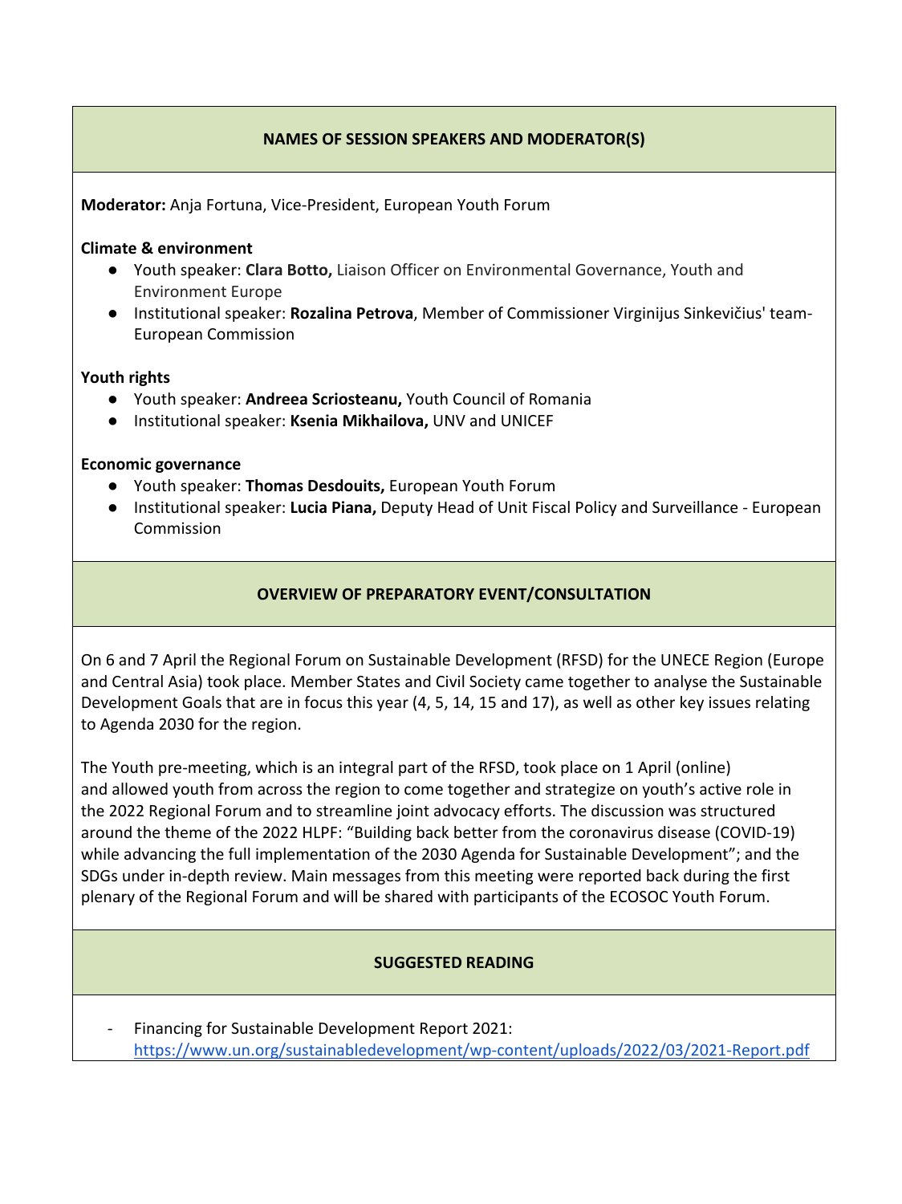## NAMES OF SESSION SPEAKERS AND MODERATOR(S)

**Moderator:** Anja Fortuna, Vice-President, European Youth Forum

**Climate & environment**

- Youth speaker: **Clara Botto,** Liaison Officer on Environmental Governance, Youth and Environment Europe
- Institutional speaker: **Rozalina Petrova**, Member of Commissioner Virginijus Sinkevičius' team- European Commission

**Youth rights**

- Youth speaker: **Andreea Scriosteanu,** Youth Council of Romania
- Institutional speaker: **Ksenia Mikhailova,** UNV and UNICEF

**Economic governance**

- Youth speaker: **Thomas Desdouits,** European Youth Forum
- Institutional speaker: **Lucia Piana,** Deputy Head of Unit Fiscal Policy and Surveillance - European Commission

## OVERVIEW OF PREPARATORY EVENT/CONSULTATION

On 6 and 7 April the Regional Forum on Sustainable Development (RFSD) for the UNECE Region (Europe and Central Asia) took place. Member States and Civil Society came together to analyse the Sustainable Development Goals that are in focus this year (4, 5, 14, 15 and 17), as well as other key issues relating to Agenda 2030 for the region.

The Youth pre-meeting, which is an integral part of the RFSD, took place on 1 April (online) and allowed youth from across the region to come together and strategize on youth's active role in the 2022 Regional Forum and to streamline joint advocacy efforts. The discussion was structured around the theme of the 2022 HLPF: "Building back better from the coronavirus disease (COVID-19) while advancing the full implementation of the 2030 Agenda for Sustainable Development"; and the SDGs under in-depth review. Main messages from this meeting were reported back during the first plenary of the Regional Forum and will be shared with participants of the ECOSOC Youth Forum.

## SUGGESTED READING

- Financing for Sustainable Development Report 2021: https://www.un.org/sustainabledevelopment/wp-content/uploads/2022/03/2021-Report.pdf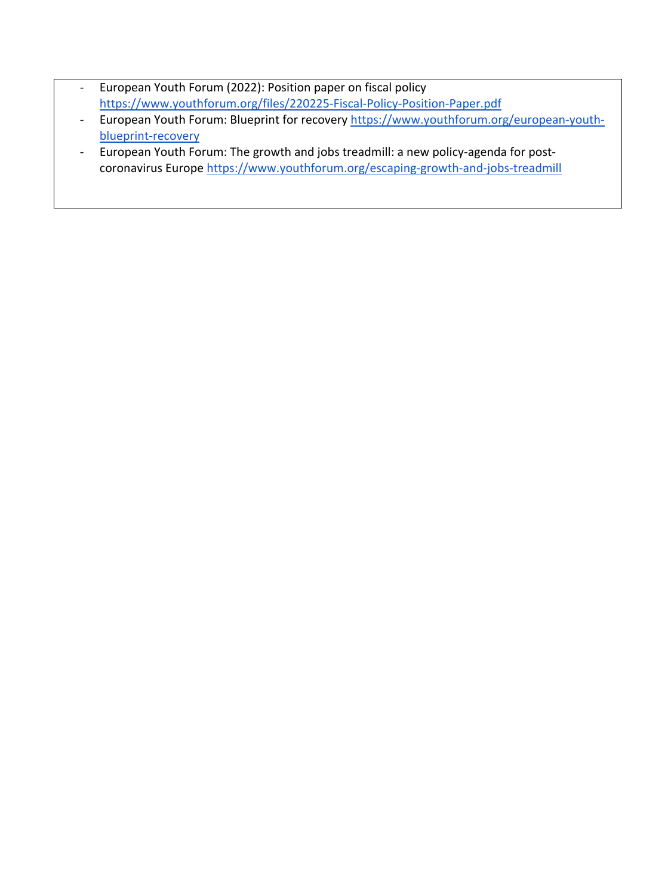- European Youth Forum (2022): Position paper on fiscal policy https://www.youthforum.org/files/220225-Fiscal-Policy-Position-Paper.pdf
- European Youth Forum: Blueprint for recovery https://www.youthforum.org/european-youth-blueprint-recovery
- European Youth Forum: The growth and jobs treadmill: a new policy-agenda for post-coronavirus Europe https://www.youthforum.org/escaping-growth-and-jobs-treadmill